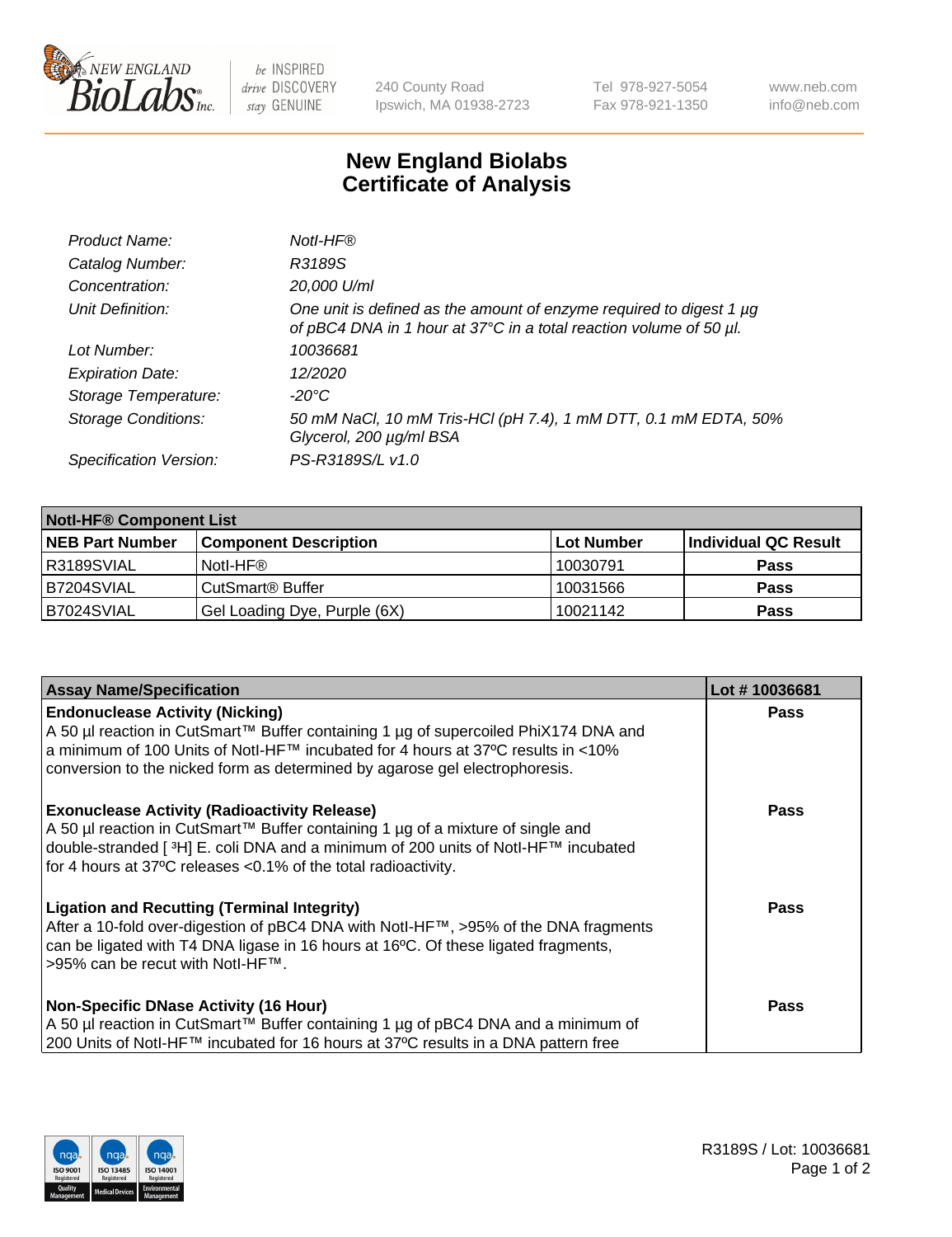# New England Biolabs Certificate of Analysis

| | |
|---|---|
| *Product Name:* | *NotI-HF®* |
| *Catalog Number:* | *R3189S* |
| *Concentration:* | *20,000 U/ml* |
| *Unit Definition:* | *One unit is defined as the amount of enzyme required to digest 1 µg of pBC4 DNA in 1 hour at 37°C in a total reaction volume of 50 µl.* |
| *Lot Number:* | *10036681* |
| *Expiration Date:* | *12/2020* |
| *Storage Temperature:* | *-20°C* |
| *Storage Conditions:* | *50 mM NaCl, 10 mM Tris-HCl (pH 7.4), 1 mM DTT, 0.1 mM EDTA, 50% Glycerol, 200 µg/ml BSA* |
| *Specification Version:* | *PS-R3189S/L v1.0* |

| NotI-HF® Component List | | | |
|---|---|---|---|
| **NEB Part Number** | **Component Description** | **Lot Number** | **Individual QC Result** |
| R3189SVIAL | NotI-HF® | 10030791 | **Pass** |
| B7204SVIAL | CutSmart® Buffer | 10031566 | **Pass** |
| B7024SVIAL | Gel Loading Dye, Purple (6X) | 10021142 | **Pass** |

| Assay Name/Specification | Lot # 10036681 |
|---|---|
| **Endonuclease Activity (Nicking)**<br>A 50 µl reaction in CutSmart™ Buffer containing 1 µg of supercoiled PhiX174 DNA and a minimum of 100 Units of NotI-HF™ incubated for 4 hours at 37ºC results in <10% conversion to the nicked form as determined by agarose gel electrophoresis. | **Pass** |
| **Exonuclease Activity (Radioactivity Release)**<br>A 50 µl reaction in CutSmart™ Buffer containing 1 µg of a mixture of single and double-stranded [ $^{3}$H] E. coli DNA and a minimum of 200 units of NotI-HF™ incubated for 4 hours at 37ºC releases <0.1% of the total radioactivity. | **Pass** |
| **Ligation and Recutting (Terminal Integrity)**<br>After a 10-fold over-digestion of pBC4 DNA with NotI-HF™, >95% of the DNA fragments can be ligated with T4 DNA ligase in 16 hours at 16ºC. Of these ligated fragments, >95% can be recut with NotI-HF™. | **Pass** |
| **Non-Specific DNase Activity (16 Hour)**<br>A 50 µl reaction in CutSmart™ Buffer containing 1 µg of pBC4 DNA and a minimum of 200 Units of NotI-HF™ incubated for 16 hours at 37ºC results in a DNA pattern free | **Pass** |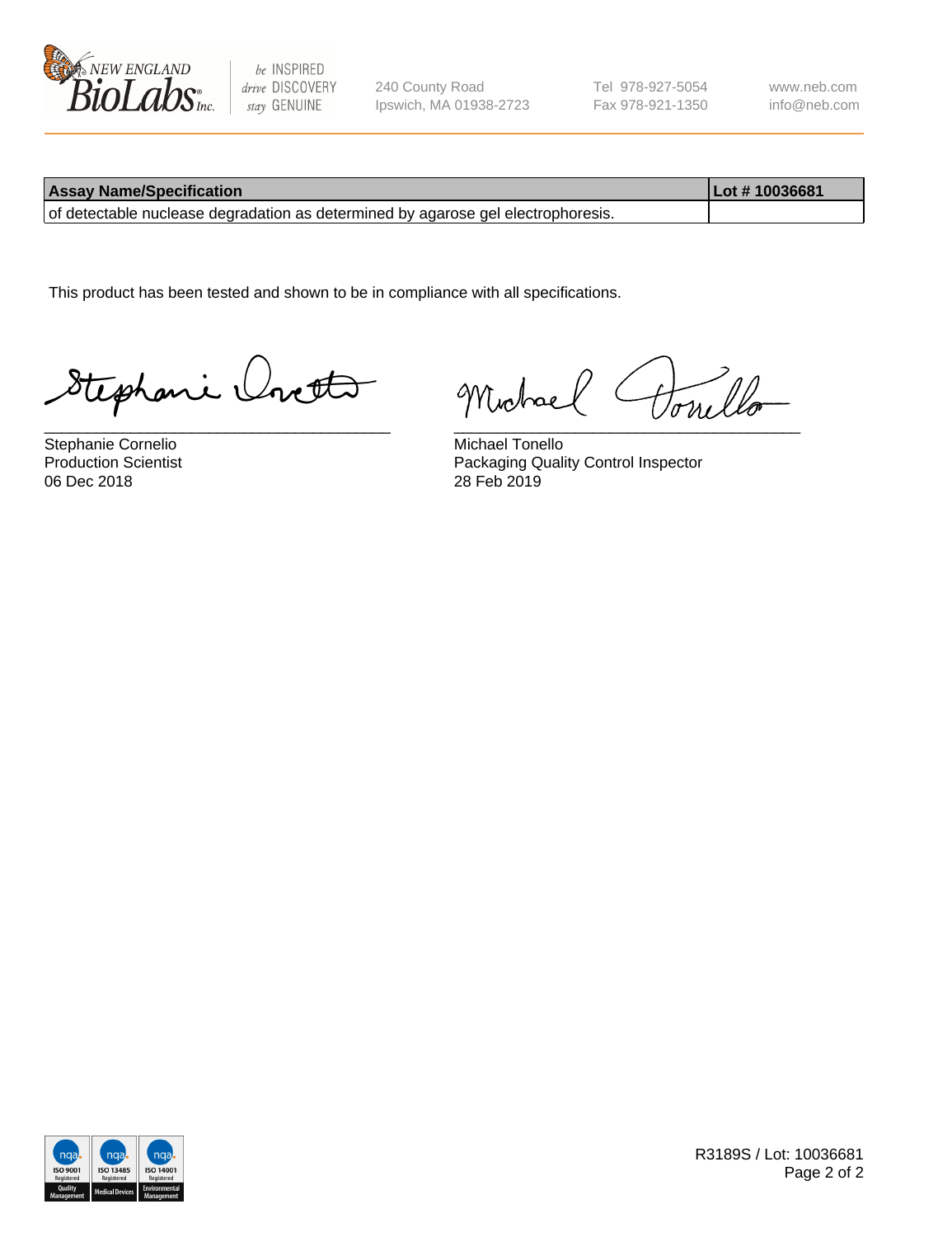NEW ENGLAND BioLabs Inc. be INSPIRED drive DISCOVERY stay GENUINE

240 County Road
Ipswich, MA 01938-2723

Tel 978-927-5054
Fax 978-921-1350

www.neb.com
info@neb.com

| Assay Name/Specification | Lot # 10036681 |
| --- | --- |
| of detectable nuclease degradation as determined by agarose gel electrophoresis. | |

This product has been tested and shown to be in compliance with all specifications.

Stephanie Cornelio
Production Scientist
06 Dec 2018

Michael Tonello
Packaging Quality Control Inspector
28 Feb 2019

R3189S / Lot: 10036681